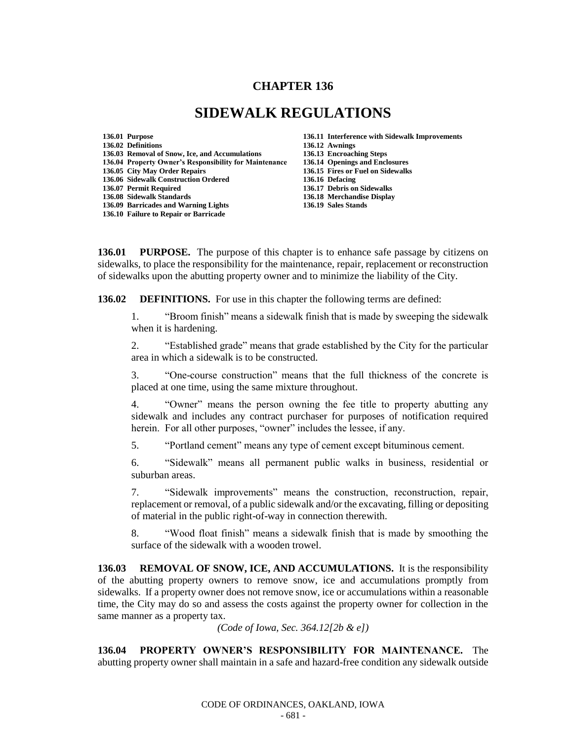# CHAPTER 136

# SIDEWALK REGULATIONS

**136.01 Purpose**
**136.02 Definitions**
**136.03 Removal of Snow, Ice, and Accumulations**
**136.04 Property Owner's Responsibility for Maintenance**
**136.05 City May Order Repairs**
**136.06 Sidewalk Construction Ordered**
**136.07 Permit Required**
**136.08 Sidewalk Standards**
**136.09 Barricades and Warning Lights**
**136.10 Failure to Repair or Barricade**
**136.11 Interference with Sidewalk Improvements**
**136.12 Awnings**
**136.13 Encroaching Steps**
**136.14 Openings and Enclosures**
**136.15 Fires or Fuel on Sidewalks**
**136.16 Defacing**
**136.17 Debris on Sidewalks**
**136.18 Merchandise Display**
**136.19 Sales Stands**

**136.01 PURPOSE.** The purpose of this chapter is to enhance safe passage by citizens on sidewalks, to place the responsibility for the maintenance, repair, replacement or reconstruction of sidewalks upon the abutting property owner and to minimize the liability of the City.

**136.02 DEFINITIONS.** For use in this chapter the following terms are defined:

1. "Broom finish" means a sidewalk finish that is made by sweeping the sidewalk when it is hardening.

2. "Established grade" means that grade established by the City for the particular area in which a sidewalk is to be constructed.

3. "One-course construction" means that the full thickness of the concrete is placed at one time, using the same mixture throughout.

4. "Owner" means the person owning the fee title to property abutting any sidewalk and includes any contract purchaser for purposes of notification required herein. For all other purposes, "owner" includes the lessee, if any.

5. "Portland cement" means any type of cement except bituminous cement.

6. "Sidewalk" means all permanent public walks in business, residential or suburban areas.

7. "Sidewalk improvements" means the construction, reconstruction, repair, replacement or removal, of a public sidewalk and/or the excavating, filling or depositing of material in the public right-of-way in connection therewith.

8. "Wood float finish" means a sidewalk finish that is made by smoothing the surface of the sidewalk with a wooden trowel.

**136.03 REMOVAL OF SNOW, ICE, AND ACCUMULATIONS.** It is the responsibility of the abutting property owners to remove snow, ice and accumulations promptly from sidewalks. If a property owner does not remove snow, ice or accumulations within a reasonable time, the City may do so and assess the costs against the property owner for collection in the same manner as a property tax.

*(Code of Iowa, Sec. 364.12[2b & e])*

**136.04 PROPERTY OWNER'S RESPONSIBILITY FOR MAINTENANCE.** The abutting property owner shall maintain in a safe and hazard-free condition any sidewalk outside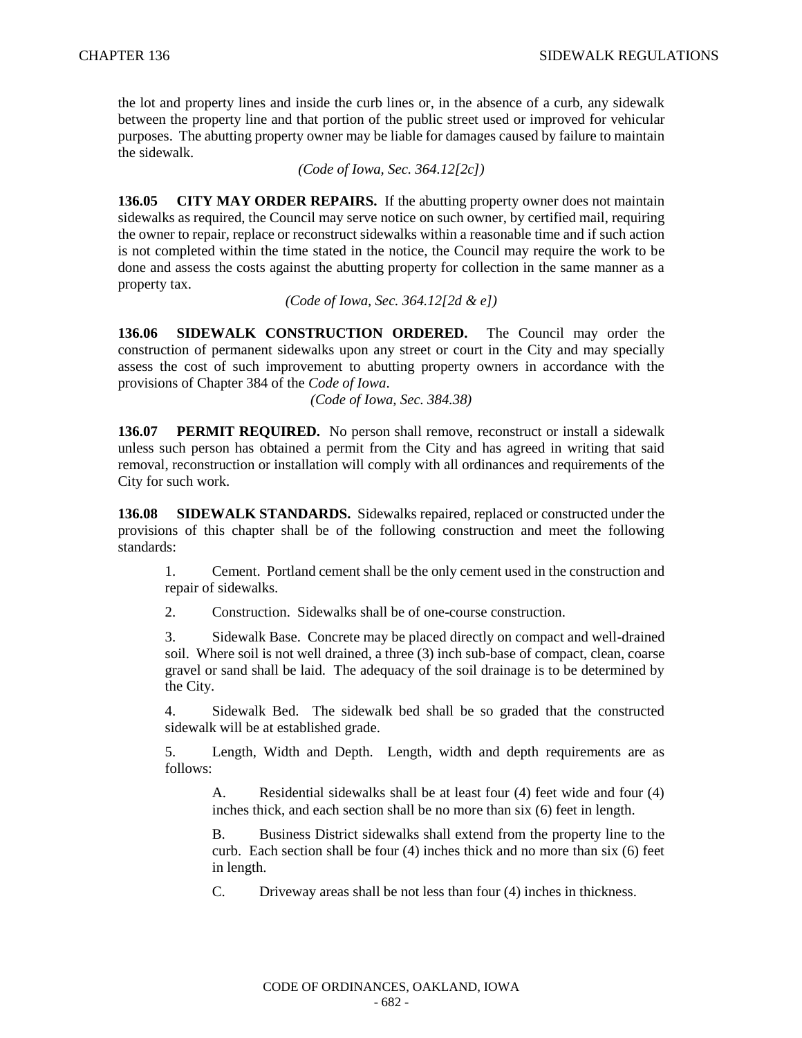the lot and property lines and inside the curb lines or, in the absence of a curb, any sidewalk between the property line and that portion of the public street used or improved for vehicular purposes. The abutting property owner may be liable for damages caused by failure to maintain the sidewalk.

*(Code of Iowa, Sec. 364.12[2c])*

**136.05 CITY MAY ORDER REPAIRS.** If the abutting property owner does not maintain sidewalks as required, the Council may serve notice on such owner, by certified mail, requiring the owner to repair, replace or reconstruct sidewalks within a reasonable time and if such action is not completed within the time stated in the notice, the Council may require the work to be done and assess the costs against the abutting property for collection in the same manner as a property tax.

*(Code of Iowa, Sec. 364.12[2d & e])*

**136.06 SIDEWALK CONSTRUCTION ORDERED.** The Council may order the construction of permanent sidewalks upon any street or court in the City and may specially assess the cost of such improvement to abutting property owners in accordance with the provisions of Chapter 384 of the *Code of Iowa*.

*(Code of Iowa, Sec. 384.38)*

**136.07 PERMIT REQUIRED.** No person shall remove, reconstruct or install a sidewalk unless such person has obtained a permit from the City and has agreed in writing that said removal, reconstruction or installation will comply with all ordinances and requirements of the City for such work.

**136.08 SIDEWALK STANDARDS.** Sidewalks repaired, replaced or constructed under the provisions of this chapter shall be of the following construction and meet the following standards:

1. Cement. Portland cement shall be the only cement used in the construction and repair of sidewalks.

2. Construction. Sidewalks shall be of one-course construction.

3. Sidewalk Base. Concrete may be placed directly on compact and well-drained soil. Where soil is not well drained, a three (3) inch sub-base of compact, clean, coarse gravel or sand shall be laid. The adequacy of the soil drainage is to be determined by the City.

4. Sidewalk Bed. The sidewalk bed shall be so graded that the constructed sidewalk will be at established grade.

5. Length, Width and Depth. Length, width and depth requirements are as follows:

   A. Residential sidewalks shall be at least four (4) feet wide and four (4) inches thick, and each section shall be no more than six (6) feet in length.

   B. Business District sidewalks shall extend from the property line to the curb. Each section shall be four (4) inches thick and no more than six (6) feet in length.

   C. Driveway areas shall be not less than four (4) inches in thickness.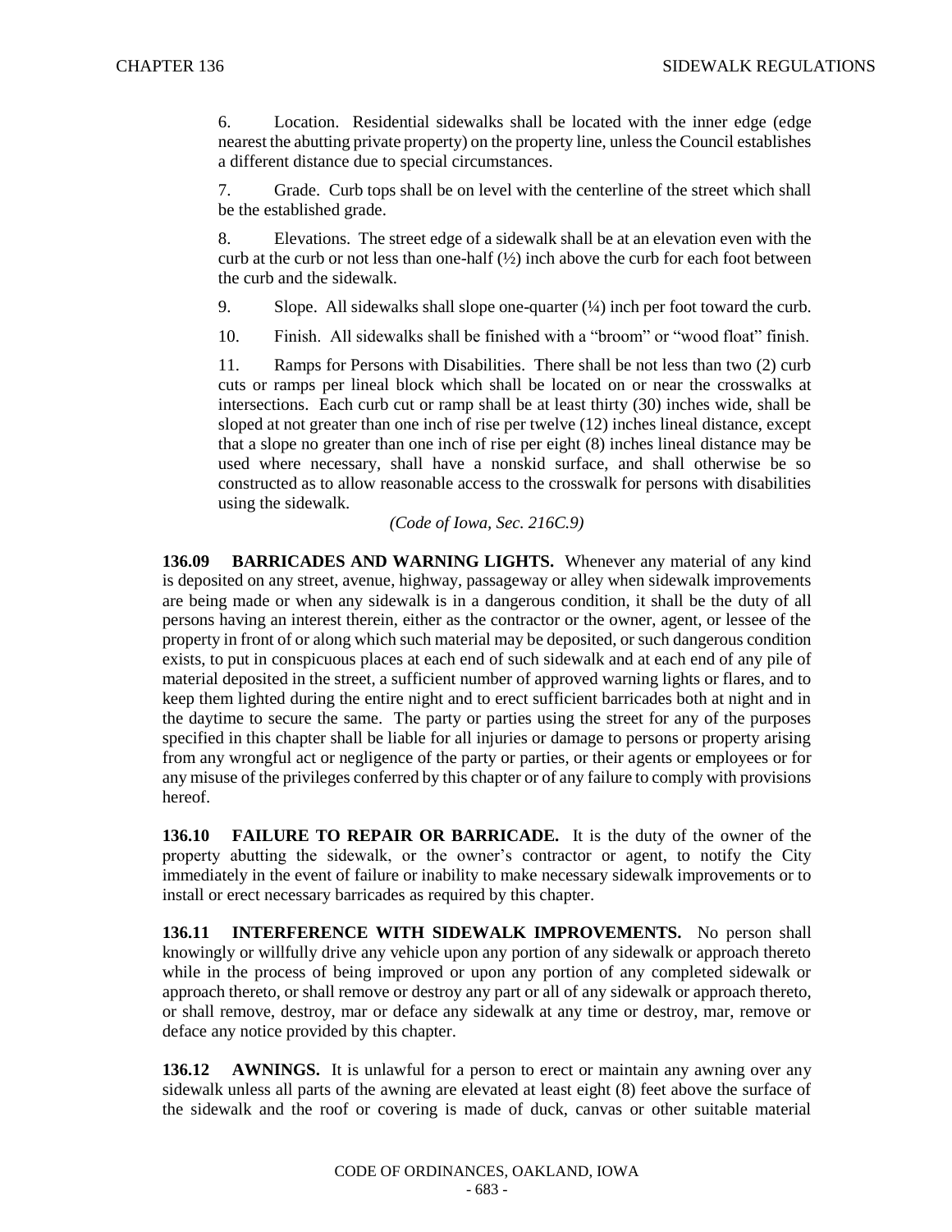6. Location. Residential sidewalks shall be located with the inner edge (edge nearest the abutting private property) on the property line, unless the Council establishes a different distance due to special circumstances.

7. Grade. Curb tops shall be on level with the centerline of the street which shall be the established grade.

8. Elevations. The street edge of a sidewalk shall be at an elevation even with the curb at the curb or not less than one-half (½) inch above the curb for each foot between the curb and the sidewalk.

9. Slope. All sidewalks shall slope one-quarter (¼) inch per foot toward the curb.

10. Finish. All sidewalks shall be finished with a "broom" or "wood float" finish.

11. Ramps for Persons with Disabilities. There shall be not less than two (2) curb cuts or ramps per lineal block which shall be located on or near the crosswalks at intersections. Each curb cut or ramp shall be at least thirty (30) inches wide, shall be sloped at not greater than one inch of rise per twelve (12) inches lineal distance, except that a slope no greater than one inch of rise per eight (8) inches lineal distance may be used where necessary, shall have a nonskid surface, and shall otherwise be so constructed as to allow reasonable access to the crosswalk for persons with disabilities using the sidewalk.

*(Code of Iowa, Sec. 216C.9)*

**136.09 BARRICADES AND WARNING LIGHTS.** Whenever any material of any kind is deposited on any street, avenue, highway, passageway or alley when sidewalk improvements are being made or when any sidewalk is in a dangerous condition, it shall be the duty of all persons having an interest therein, either as the contractor or the owner, agent, or lessee of the property in front of or along which such material may be deposited, or such dangerous condition exists, to put in conspicuous places at each end of such sidewalk and at each end of any pile of material deposited in the street, a sufficient number of approved warning lights or flares, and to keep them lighted during the entire night and to erect sufficient barricades both at night and in the daytime to secure the same. The party or parties using the street for any of the purposes specified in this chapter shall be liable for all injuries or damage to persons or property arising from any wrongful act or negligence of the party or parties, or their agents or employees or for any misuse of the privileges conferred by this chapter or of any failure to comply with provisions hereof.

**136.10 FAILURE TO REPAIR OR BARRICADE.** It is the duty of the owner of the property abutting the sidewalk, or the owner's contractor or agent, to notify the City immediately in the event of failure or inability to make necessary sidewalk improvements or to install or erect necessary barricades as required by this chapter.

**136.11 INTERFERENCE WITH SIDEWALK IMPROVEMENTS.** No person shall knowingly or willfully drive any vehicle upon any portion of any sidewalk or approach thereto while in the process of being improved or upon any portion of any completed sidewalk or approach thereto, or shall remove or destroy any part or all of any sidewalk or approach thereto, or shall remove, destroy, mar or deface any sidewalk at any time or destroy, mar, remove or deface any notice provided by this chapter.

**136.12 AWNINGS.** It is unlawful for a person to erect or maintain any awning over any sidewalk unless all parts of the awning are elevated at least eight (8) feet above the surface of the sidewalk and the roof or covering is made of duck, canvas or other suitable material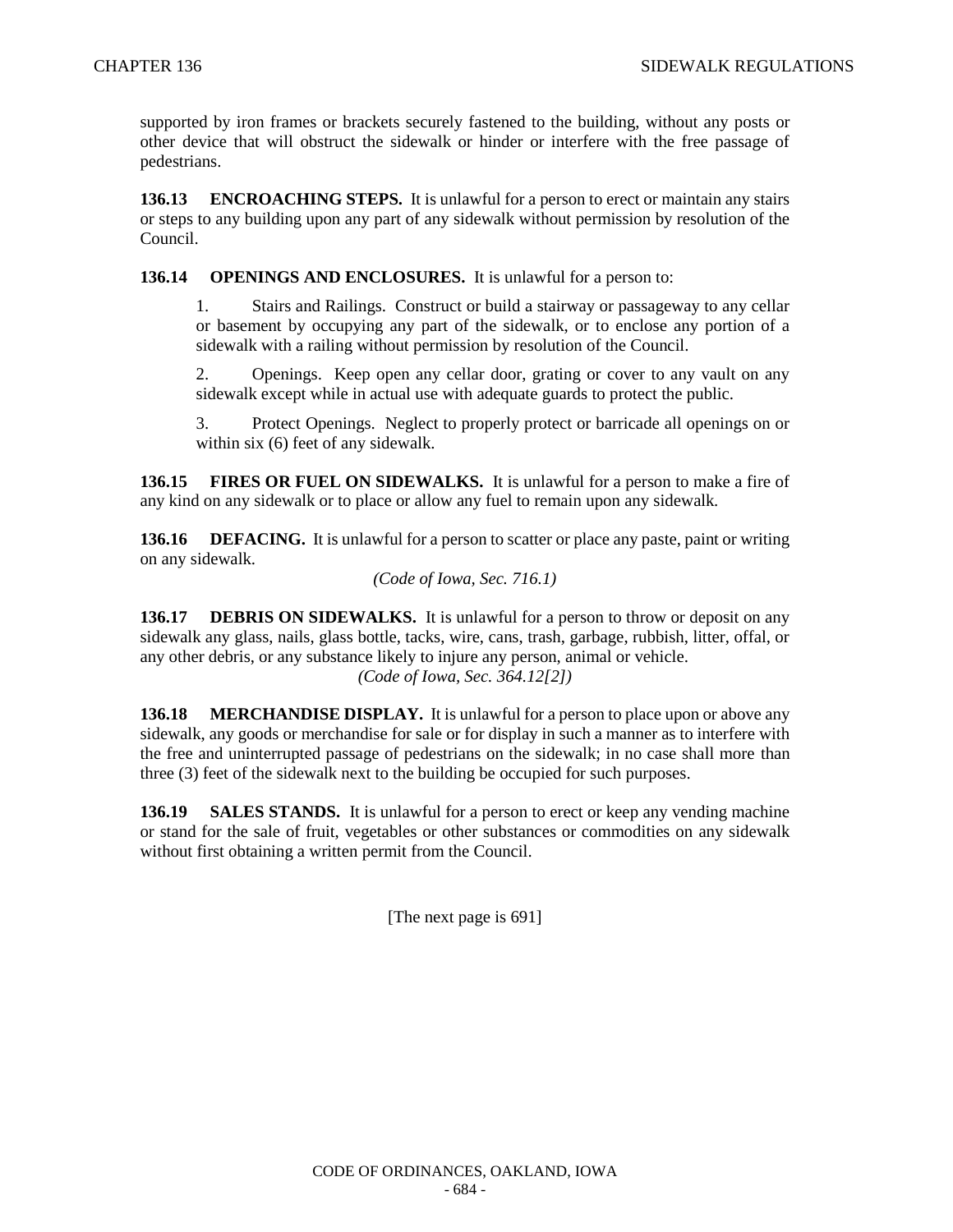supported by iron frames or brackets securely fastened to the building, without any posts or other device that will obstruct the sidewalk or hinder or interfere with the free passage of pedestrians.

**136.13 ENCROACHING STEPS.** It is unlawful for a person to erect or maintain any stairs or steps to any building upon any part of any sidewalk without permission by resolution of the Council.

**136.14 OPENINGS AND ENCLOSURES.** It is unlawful for a person to:

1. Stairs and Railings. Construct or build a stairway or passageway to any cellar or basement by occupying any part of the sidewalk, or to enclose any portion of a sidewalk with a railing without permission by resolution of the Council.

2. Openings. Keep open any cellar door, grating or cover to any vault on any sidewalk except while in actual use with adequate guards to protect the public.

3. Protect Openings. Neglect to properly protect or barricade all openings on or within six (6) feet of any sidewalk.

**136.15 FIRES OR FUEL ON SIDEWALKS.** It is unlawful for a person to make a fire of any kind on any sidewalk or to place or allow any fuel to remain upon any sidewalk.

**136.16 DEFACING.** It is unlawful for a person to scatter or place any paste, paint or writing on any sidewalk.

*(Code of Iowa, Sec. 716.1)*

**136.17 DEBRIS ON SIDEWALKS.** It is unlawful for a person to throw or deposit on any sidewalk any glass, nails, glass bottle, tacks, wire, cans, trash, garbage, rubbish, litter, offal, or any other debris, or any substance likely to injure any person, animal or vehicle.

*(Code of Iowa, Sec. 364.12[2])*

**136.18 MERCHANDISE DISPLAY.** It is unlawful for a person to place upon or above any sidewalk, any goods or merchandise for sale or for display in such a manner as to interfere with the free and uninterrupted passage of pedestrians on the sidewalk; in no case shall more than three (3) feet of the sidewalk next to the building be occupied for such purposes.

**136.19 SALES STANDS.** It is unlawful for a person to erect or keep any vending machine or stand for the sale of fruit, vegetables or other substances or commodities on any sidewalk without first obtaining a written permit from the Council.

[The next page is 691]